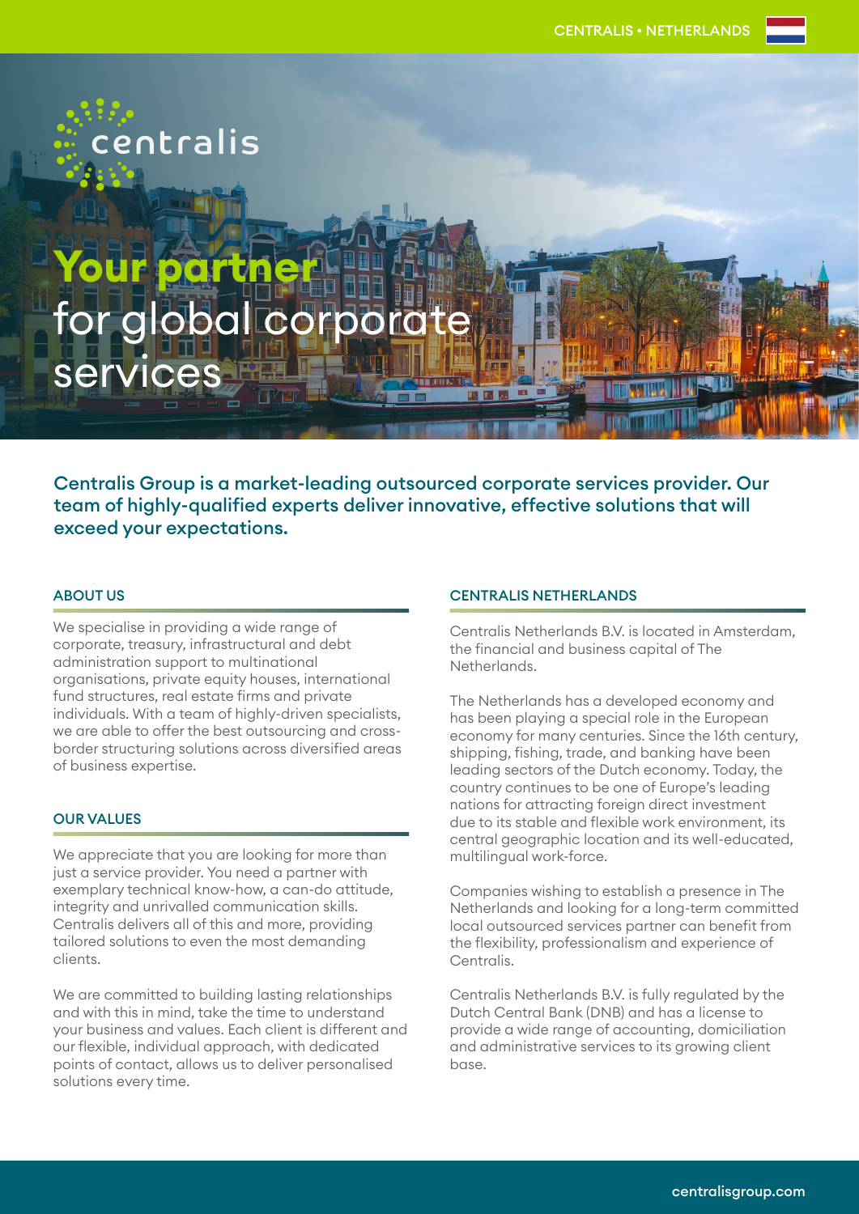# Your partner for global corporate services

**Centralis Group is a market-leading outsourced corporate services provider. Our team of highly-qualified experts deliver innovative, effective solutions that will exceed your expectations.**

## ABOUT US

We specialise in providing a wide range of corporate, treasury, infrastructural and debt administration support to multinational organisations, private equity houses, international fund structures, real estate firms and private individuals. With a team of highly-driven specialists, we are able to offer the best outsourcing and cross-border structuring solutions across diversified areas of business expertise.

## OUR VALUES

We appreciate that you are looking for more than just a service provider. You need a partner with exemplary technical know-how, a can-do attitude, integrity and unrivalled communication skills. Centralis delivers all of this and more, providing tailored solutions to even the most demanding clients.

We are committed to building lasting relationships and with this in mind, take the time to understand your business and values. Each client is different and our flexible, individual approach, with dedicated points of contact, allows us to deliver personalised solutions every time.

## CENTRALIS NETHERLANDS

Centralis Netherlands B.V. is located in Amsterdam, the financial and business capital of The Netherlands.

The Netherlands has a developed economy and has been playing a special role in the European economy for many centuries. Since the 16th century, shipping, fishing, trade, and banking have been leading sectors of the Dutch economy. Today, the country continues to be one of Europe's leading nations for attracting foreign direct investment due to its stable and flexible work environment, its central geographic location and its well-educated, multilingual work-force.

Companies wishing to establish a presence in The Netherlands and looking for a long-term committed local outsourced services partner can benefit from the flexibility, professionalism and experience of Centralis.

Centralis Netherlands B.V. is fully regulated by the Dutch Central Bank (DNB) and has a license to provide a wide range of accounting, domiciliation and administrative services to its growing client base.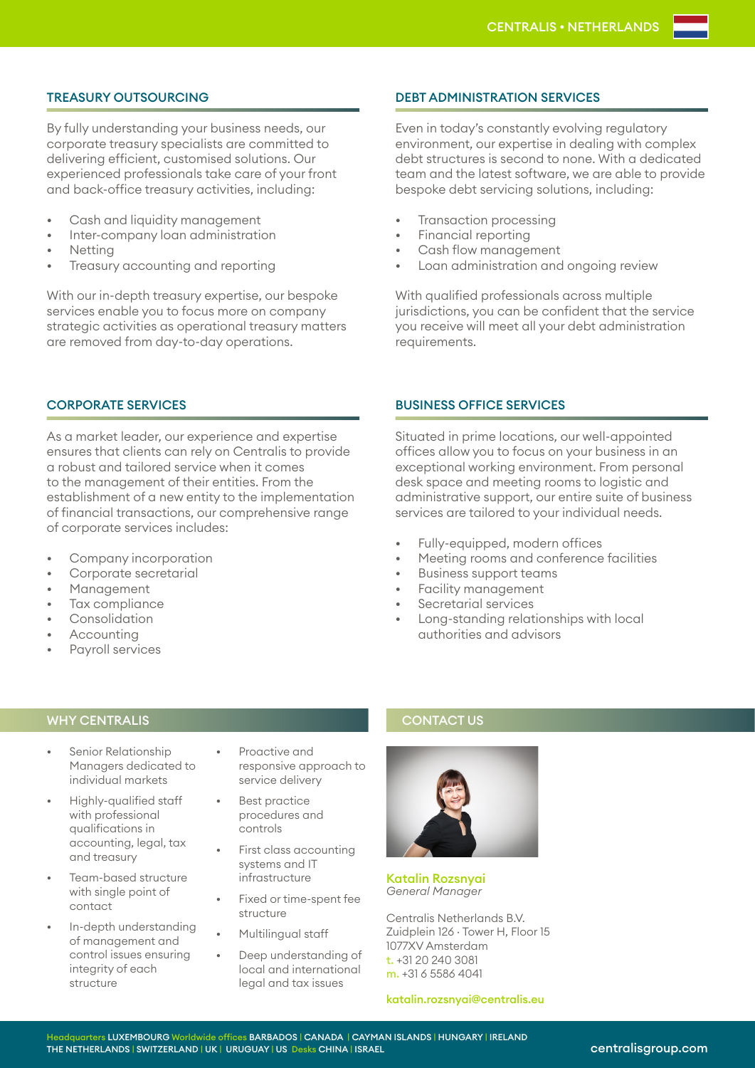## TREASURY OUTSOURCING

By fully understanding your business needs, our corporate treasury specialists are committed to delivering efficient, customised solutions. Our experienced professionals take care of your front and back-office treasury activities, including:

- Cash and liquidity management
- Inter-company loan administration
- Netting
- Treasury accounting and reporting

With our in-depth treasury expertise, our bespoke services enable you to focus more on company strategic activities as operational treasury matters are removed from day-to-day operations.

## DEBT ADMINISTRATION SERVICES

Even in today's constantly evolving regulatory environment, our expertise in dealing with complex debt structures is second to none. With a dedicated team and the latest software, we are able to provide bespoke debt servicing solutions, including:

- Transaction processing
- Financial reporting
- Cash flow management
- Loan administration and ongoing review

With qualified professionals across multiple jurisdictions, you can be confident that the service you receive will meet all your debt administration requirements.

## CORPORATE SERVICES

As a market leader, our experience and expertise ensures that clients can rely on Centralis to provide a robust and tailored service when it comes to the management of their entities. From the establishment of a new entity to the implementation of financial transactions, our comprehensive range of corporate services includes:

- Company incorporation
- Corporate secretarial
- Management
- Tax compliance
- Consolidation
- Accounting
- Payroll services

## BUSINESS OFFICE SERVICES

Situated in prime locations, our well-appointed offices allow you to focus on your business in an exceptional working environment. From personal desk space and meeting rooms to logistic and administrative support, our entire suite of business services are tailored to your individual needs.

- Fully-equipped, modern offices
- Meeting rooms and conference facilities
- Business support teams
- Facility management
- Secretarial services
- Long-standing relationships with local authorities and advisors

## WHY CENTRALIS

- Senior Relationship Managers dedicated to individual markets
- Highly-qualified staff with professional qualifications in accounting, legal, tax and treasury
- Team-based structure with single point of contact
- In-depth understanding of management and control issues ensuring integrity of each structure
- Proactive and responsive approach to service delivery
- Best practice procedures and controls
- First class accounting systems and IT infrastructure
- Fixed or time-spent fee structure
- Multilingual staff
- Deep understanding of local and international legal and tax issues

## CONTACT US

**Katalin Rozsnyai**
*General Manager*

Centralis Netherlands B.V.
Zuidplein 126 · Tower H, Floor 15
1077XV Amsterdam
t. +31 20 240 3081
m. +31 6 5586 4041

katalin.rozsnyai@centralis.eu

Headquarters LUXEMBOURG Worldwide offices BARBADOS | CANADA | CAYMAN ISLANDS | HUNGARY | IRELAND
THE NETHERLANDS | SWITZERLAND | UK | URUGUAY | US Desks CHINA | ISRAEL

centralisgroup.com